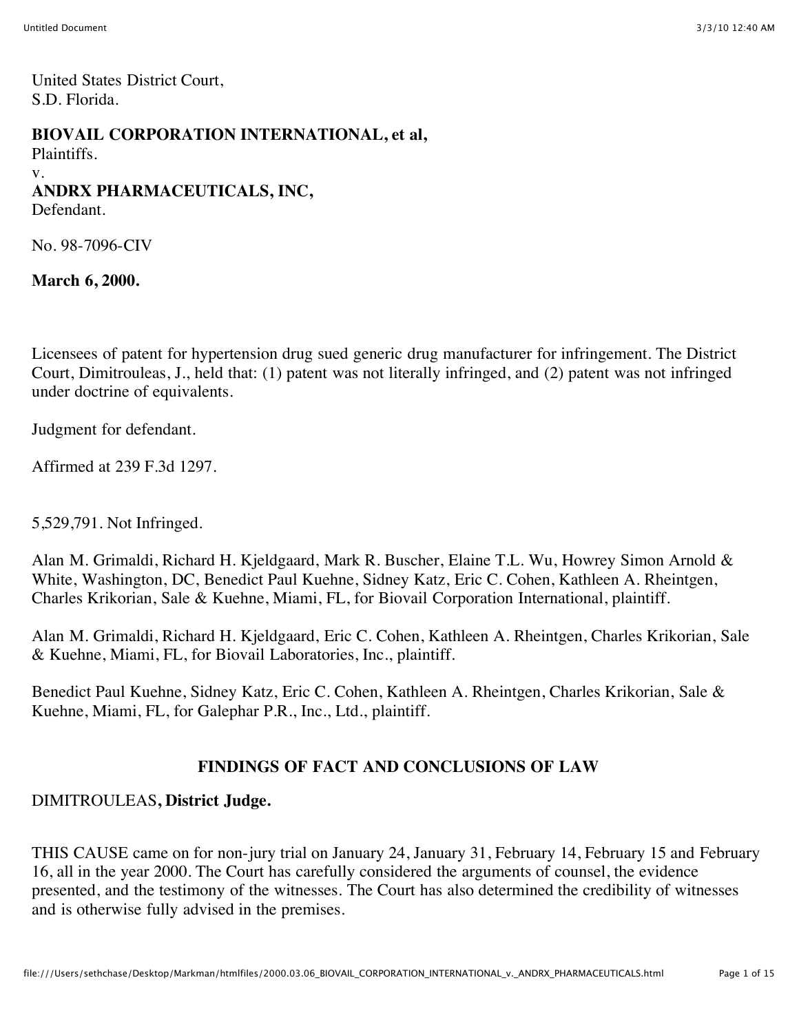United States District Court,
S.D. Florida.

**BIOVAIL CORPORATION INTERNATIONAL, et al,**
Plaintiffs.
v.
**ANDRX PHARMACEUTICALS, INC,**
Defendant.

No. 98-7096-CIV

**March 6, 2000.**

Licensees of patent for hypertension drug sued generic drug manufacturer for infringement. The District Court, Dimitrouleas, J., held that: (1) patent was not literally infringed, and (2) patent was not infringed under doctrine of equivalents.

Judgment for defendant.

Affirmed at 239 F.3d 1297.

5,529,791. Not Infringed.

Alan M. Grimaldi, Richard H. Kjeldgaard, Mark R. Buscher, Elaine T.L. Wu, Howrey Simon Arnold & White, Washington, DC, Benedict Paul Kuehne, Sidney Katz, Eric C. Cohen, Kathleen A. Rheintgen, Charles Krikorian, Sale & Kuehne, Miami, FL, for Biovail Corporation International, plaintiff.

Alan M. Grimaldi, Richard H. Kjeldgaard, Eric C. Cohen, Kathleen A. Rheintgen, Charles Krikorian, Sale & Kuehne, Miami, FL, for Biovail Laboratories, Inc., plaintiff.

Benedict Paul Kuehne, Sidney Katz, Eric C. Cohen, Kathleen A. Rheintgen, Charles Krikorian, Sale & Kuehne, Miami, FL, for Galephar P.R., Inc., Ltd., plaintiff.

## FINDINGS OF FACT AND CONCLUSIONS OF LAW

DIMITROULEAS**, District Judge.**

THIS CAUSE came on for non-jury trial on January 24, January 31, February 14, February 15 and February 16, all in the year 2000. The Court has carefully considered the arguments of counsel, the evidence presented, and the testimony of the witnesses. The Court has also determined the credibility of witnesses and is otherwise fully advised in the premises.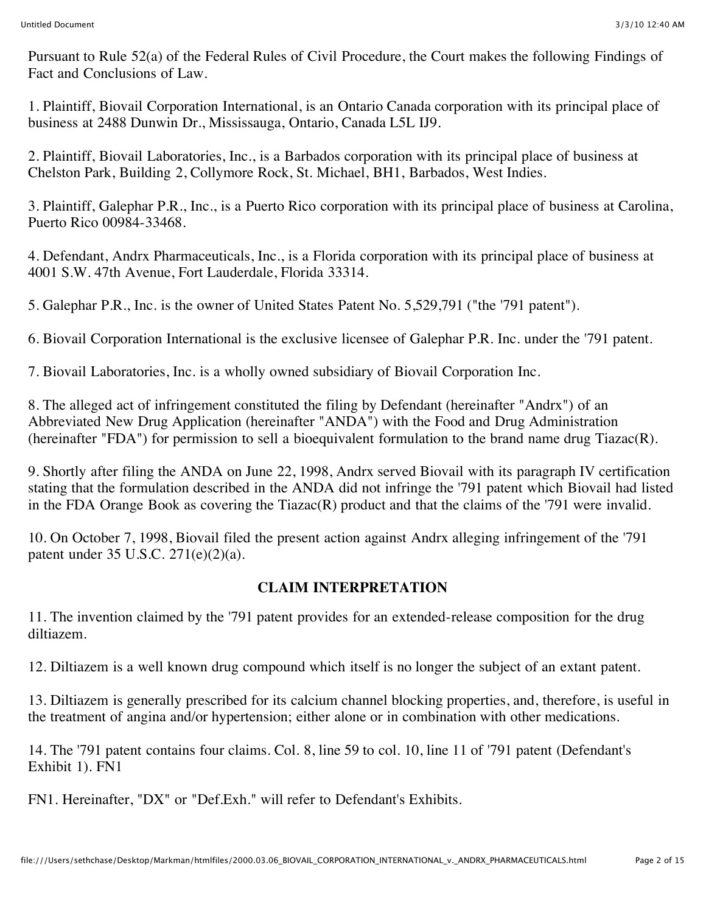Pursuant to Rule 52(a) of the Federal Rules of Civil Procedure, the Court makes the following Findings of Fact and Conclusions of Law.

1. Plaintiff, Biovail Corporation International, is an Ontario Canada corporation with its principal place of business at 2488 Dunwin Dr., Mississauga, Ontario, Canada L5L IJ9.

2. Plaintiff, Biovail Laboratories, Inc., is a Barbados corporation with its principal place of business at Chelston Park, Building 2, Collymore Rock, St. Michael, BH1, Barbados, West Indies.

3. Plaintiff, Galephar P.R., Inc., is a Puerto Rico corporation with its principal place of business at Carolina, Puerto Rico 00984-33468.

4. Defendant, Andrx Pharmaceuticals, Inc., is a Florida corporation with its principal place of business at 4001 S.W. 47th Avenue, Fort Lauderdale, Florida 33314.

5. Galephar P.R., Inc. is the owner of United States Patent No. 5,529,791 ("the '791 patent").

6. Biovail Corporation International is the exclusive licensee of Galephar P.R. Inc. under the '791 patent.

7. Biovail Laboratories, Inc. is a wholly owned subsidiary of Biovail Corporation Inc.

8. The alleged act of infringement constituted the filing by Defendant (hereinafter "Andrx") of an Abbreviated New Drug Application (hereinafter "ANDA") with the Food and Drug Administration (hereinafter "FDA") for permission to sell a bioequivalent formulation to the brand name drug Tiazac(R).

9. Shortly after filing the ANDA on June 22, 1998, Andrx served Biovail with its paragraph IV certification stating that the formulation described in the ANDA did not infringe the '791 patent which Biovail had listed in the FDA Orange Book as covering the Tiazac(R) product and that the claims of the '791 were invalid.

10. On October 7, 1998, Biovail filed the present action against Andrx alleging infringement of the '791 patent under 35 U.S.C. 271(e)(2)(a).

## CLAIM INTERPRETATION

11. The invention claimed by the '791 patent provides for an extended-release composition for the drug diltiazem.

12. Diltiazem is a well known drug compound which itself is no longer the subject of an extant patent.

13. Diltiazem is generally prescribed for its calcium channel blocking properties, and, therefore, is useful in the treatment of angina and/or hypertension; either alone or in combination with other medications.

14. The '791 patent contains four claims. Col. 8, line 59 to col. 10, line 11 of '791 patent (Defendant's Exhibit 1). FN1

FN1. Hereinafter, "DX" or "Def.Exh." will refer to Defendant's Exhibits.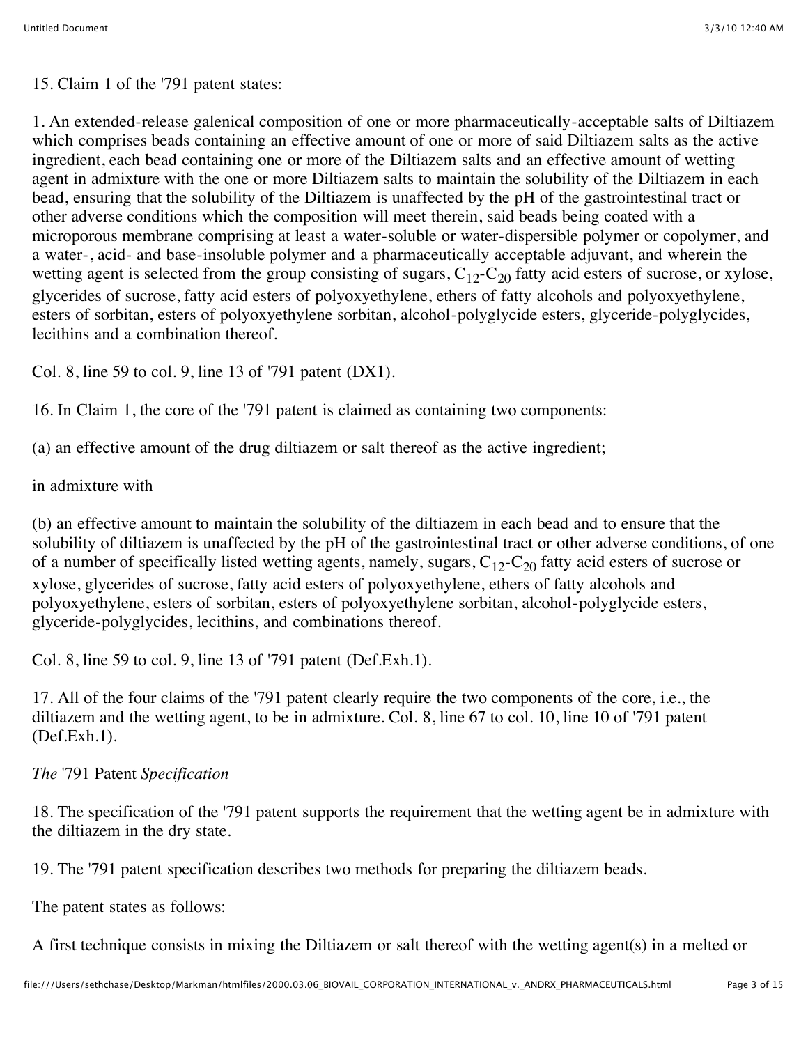15. Claim 1 of the '791 patent states:

1. An extended-release galenical composition of one or more pharmaceutically-acceptable salts of Diltiazem which comprises beads containing an effective amount of one or more of said Diltiazem salts as the active ingredient, each bead containing one or more of the Diltiazem salts and an effective amount of wetting agent in admixture with the one or more Diltiazem salts to maintain the solubility of the Diltiazem in each bead, ensuring that the solubility of the Diltiazem is unaffected by the pH of the gastrointestinal tract or other adverse conditions which the composition will meet therein, said beads being coated with a microporous membrane comprising at least a water-soluble or water-dispersible polymer or copolymer, and a water-, acid- and base-insoluble polymer and a pharmaceutically acceptable adjuvant, and wherein the wetting agent is selected from the group consisting of sugars, $C_{12}$-$C_{20}$ fatty acid esters of sucrose, or xylose, glycerides of sucrose, fatty acid esters of polyoxyethylene, ethers of fatty alcohols and polyoxyethylene, esters of sorbitan, esters of polyoxyethylene sorbitan, alcohol-polyglycide esters, glyceride-polyglycides, lecithins and a combination thereof.

Col. 8, line 59 to col. 9, line 13 of '791 patent (DX1).

16. In Claim 1, the core of the '791 patent is claimed as containing two components:

(a) an effective amount of the drug diltiazem or salt thereof as the active ingredient;

in admixture with

(b) an effective amount to maintain the solubility of the diltiazem in each bead and to ensure that the solubility of diltiazem is unaffected by the pH of the gastrointestinal tract or other adverse conditions, of one of a number of specifically listed wetting agents, namely, sugars, $C_{12}$-$C_{20}$ fatty acid esters of sucrose or xylose, glycerides of sucrose, fatty acid esters of polyoxyethylene, ethers of fatty alcohols and polyoxyethylene, esters of sorbitan, esters of polyoxyethylene sorbitan, alcohol-polyglycide esters, glyceride-polyglycides, lecithins, and combinations thereof.

Col. 8, line 59 to col. 9, line 13 of '791 patent (Def.Exh.1).

17. All of the four claims of the '791 patent clearly require the two components of the core, i.e., the diltiazem and the wetting agent, to be in admixture. Col. 8, line 67 to col. 10, line 10 of '791 patent (Def.Exh.1).

*The* '791 Patent *Specification*

18. The specification of the '791 patent supports the requirement that the wetting agent be in admixture with the diltiazem in the dry state.

19. The '791 patent specification describes two methods for preparing the diltiazem beads.

The patent states as follows:

A first technique consists in mixing the Diltiazem or salt thereof with the wetting agent(s) in a melted or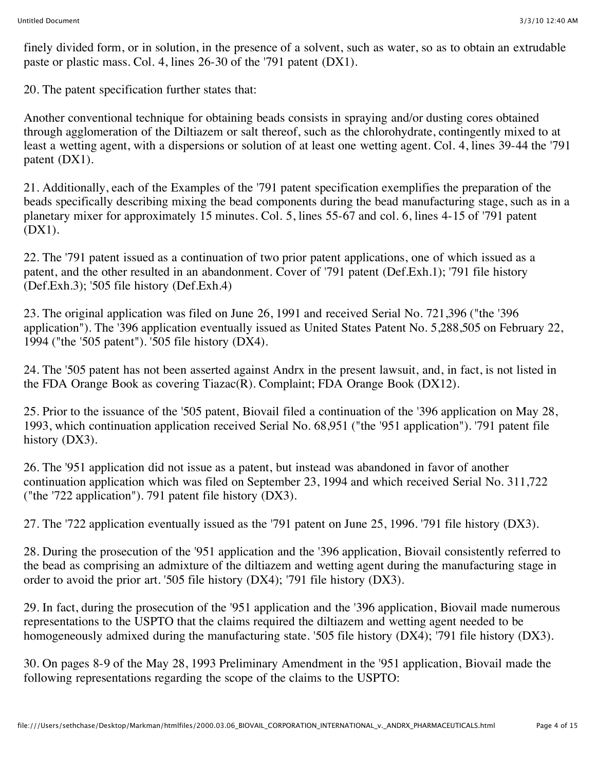finely divided form, or in solution, in the presence of a solvent, such as water, so as to obtain an extrudable paste or plastic mass. Col. 4, lines 26-30 of the '791 patent (DX1).

20. The patent specification further states that:

Another conventional technique for obtaining beads consists in spraying and/or dusting cores obtained through agglomeration of the Diltiazem or salt thereof, such as the chlorohydrate, contingently mixed to at least a wetting agent, with a dispersions or solution of at least one wetting agent. Col. 4, lines 39-44 the '791 patent (DX1).

21. Additionally, each of the Examples of the '791 patent specification exemplifies the preparation of the beads specifically describing mixing the bead components during the bead manufacturing stage, such as in a planetary mixer for approximately 15 minutes. Col. 5, lines 55-67 and col. 6, lines 4-15 of '791 patent (DX1).

22. The '791 patent issued as a continuation of two prior patent applications, one of which issued as a patent, and the other resulted in an abandonment. Cover of '791 patent (Def.Exh.1); '791 file history (Def.Exh.3); '505 file history (Def.Exh.4)

23. The original application was filed on June 26, 1991 and received Serial No. 721,396 ("the '396 application"). The '396 application eventually issued as United States Patent No. 5,288,505 on February 22, 1994 ("the '505 patent"). '505 file history (DX4).

24. The '505 patent has not been asserted against Andrx in the present lawsuit, and, in fact, is not listed in the FDA Orange Book as covering Tiazac(R). Complaint; FDA Orange Book (DX12).

25. Prior to the issuance of the '505 patent, Biovail filed a continuation of the '396 application on May 28, 1993, which continuation application received Serial No. 68,951 ("the '951 application"). '791 patent file history (DX3).

26. The '951 application did not issue as a patent, but instead was abandoned in favor of another continuation application which was filed on September 23, 1994 and which received Serial No. 311,722 ("the '722 application"). 791 patent file history (DX3).

27. The '722 application eventually issued as the '791 patent on June 25, 1996. '791 file history (DX3).

28. During the prosecution of the '951 application and the '396 application, Biovail consistently referred to the bead as comprising an admixture of the diltiazem and wetting agent during the manufacturing stage in order to avoid the prior art. '505 file history (DX4); '791 file history (DX3).

29. In fact, during the prosecution of the '951 application and the '396 application, Biovail made numerous representations to the USPTO that the claims required the diltiazem and wetting agent needed to be homogeneously admixed during the manufacturing state. '505 file history (DX4); '791 file history (DX3).

30. On pages 8-9 of the May 28, 1993 Preliminary Amendment in the '951 application, Biovail made the following representations regarding the scope of the claims to the USPTO: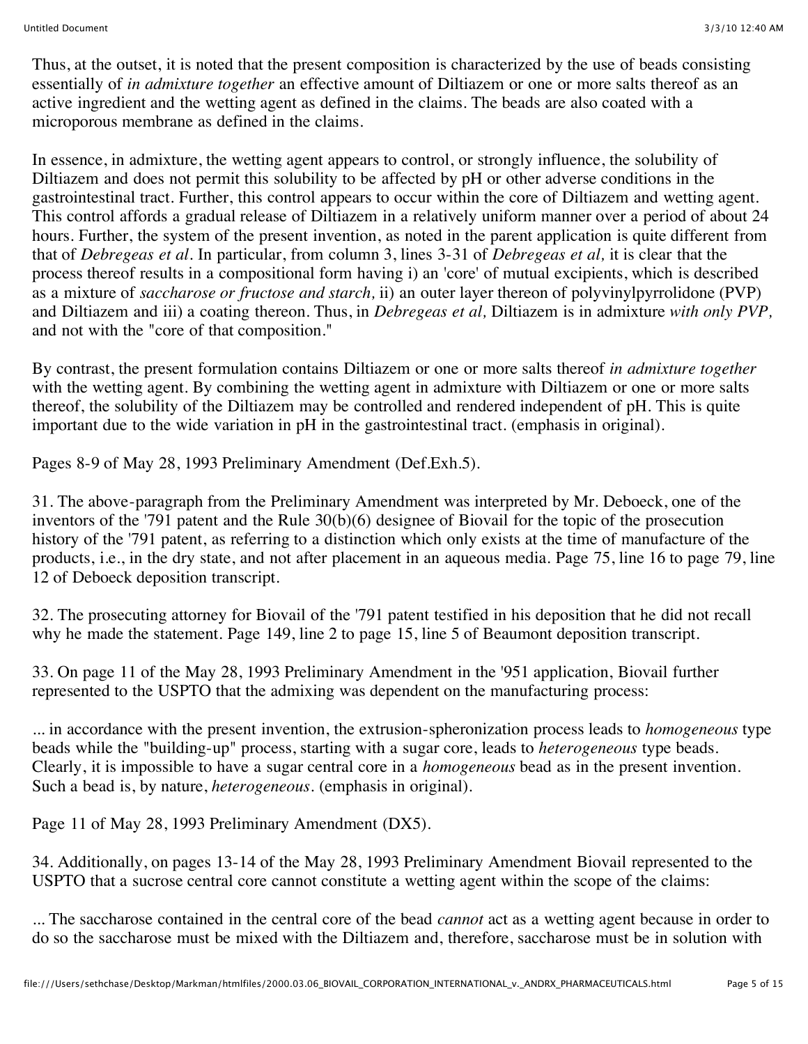Thus, at the outset, it is noted that the present composition is characterized by the use of beads consisting essentially of *in admixture together* an effective amount of Diltiazem or one or more salts thereof as an active ingredient and the wetting agent as defined in the claims. The beads are also coated with a microporous membrane as defined in the claims.

In essence, in admixture, the wetting agent appears to control, or strongly influence, the solubility of Diltiazem and does not permit this solubility to be affected by pH or other adverse conditions in the gastrointestinal tract. Further, this control appears to occur within the core of Diltiazem and wetting agent. This control affords a gradual release of Diltiazem in a relatively uniform manner over a period of about 24 hours. Further, the system of the present invention, as noted in the parent application is quite different from that of *Debregeas et al*. In particular, from column 3, lines 3-31 of *Debregeas et al,* it is clear that the process thereof results in a compositional form having i) an 'core' of mutual excipients, which is described as a mixture of *saccharose or fructose and starch,* ii) an outer layer thereon of polyvinylpyrrolidone (PVP) and Diltiazem and iii) a coating thereon. Thus, in *Debregeas et al,* Diltiazem is in admixture *with only PVP,* and not with the "core of that composition."

By contrast, the present formulation contains Diltiazem or one or more salts thereof *in admixture together* with the wetting agent. By combining the wetting agent in admixture with Diltiazem or one or more salts thereof, the solubility of the Diltiazem may be controlled and rendered independent of pH. This is quite important due to the wide variation in pH in the gastrointestinal tract. (emphasis in original).

Pages 8-9 of May 28, 1993 Preliminary Amendment (Def.Exh.5).

31. The above-paragraph from the Preliminary Amendment was interpreted by Mr. Deboeck, one of the inventors of the '791 patent and the Rule 30(b)(6) designee of Biovail for the topic of the prosecution history of the '791 patent, as referring to a distinction which only exists at the time of manufacture of the products, i.e., in the dry state, and not after placement in an aqueous media. Page 75, line 16 to page 79, line 12 of Deboeck deposition transcript.

32. The prosecuting attorney for Biovail of the '791 patent testified in his deposition that he did not recall why he made the statement. Page 149, line 2 to page 15, line 5 of Beaumont deposition transcript.

33. On page 11 of the May 28, 1993 Preliminary Amendment in the '951 application, Biovail further represented to the USPTO that the admixing was dependent on the manufacturing process:

... in accordance with the present invention, the extrusion-spheronization process leads to *homogeneous* type beads while the "building-up" process, starting with a sugar core, leads to *heterogeneous* type beads. Clearly, it is impossible to have a sugar central core in a *homogeneous* bead as in the present invention. Such a bead is, by nature, *heterogeneous*. (emphasis in original).

Page 11 of May 28, 1993 Preliminary Amendment (DX5).

34. Additionally, on pages 13-14 of the May 28, 1993 Preliminary Amendment Biovail represented to the USPTO that a sucrose central core cannot constitute a wetting agent within the scope of the claims:

... The saccharose contained in the central core of the bead *cannot* act as a wetting agent because in order to do so the saccharose must be mixed with the Diltiazem and, therefore, saccharose must be in solution with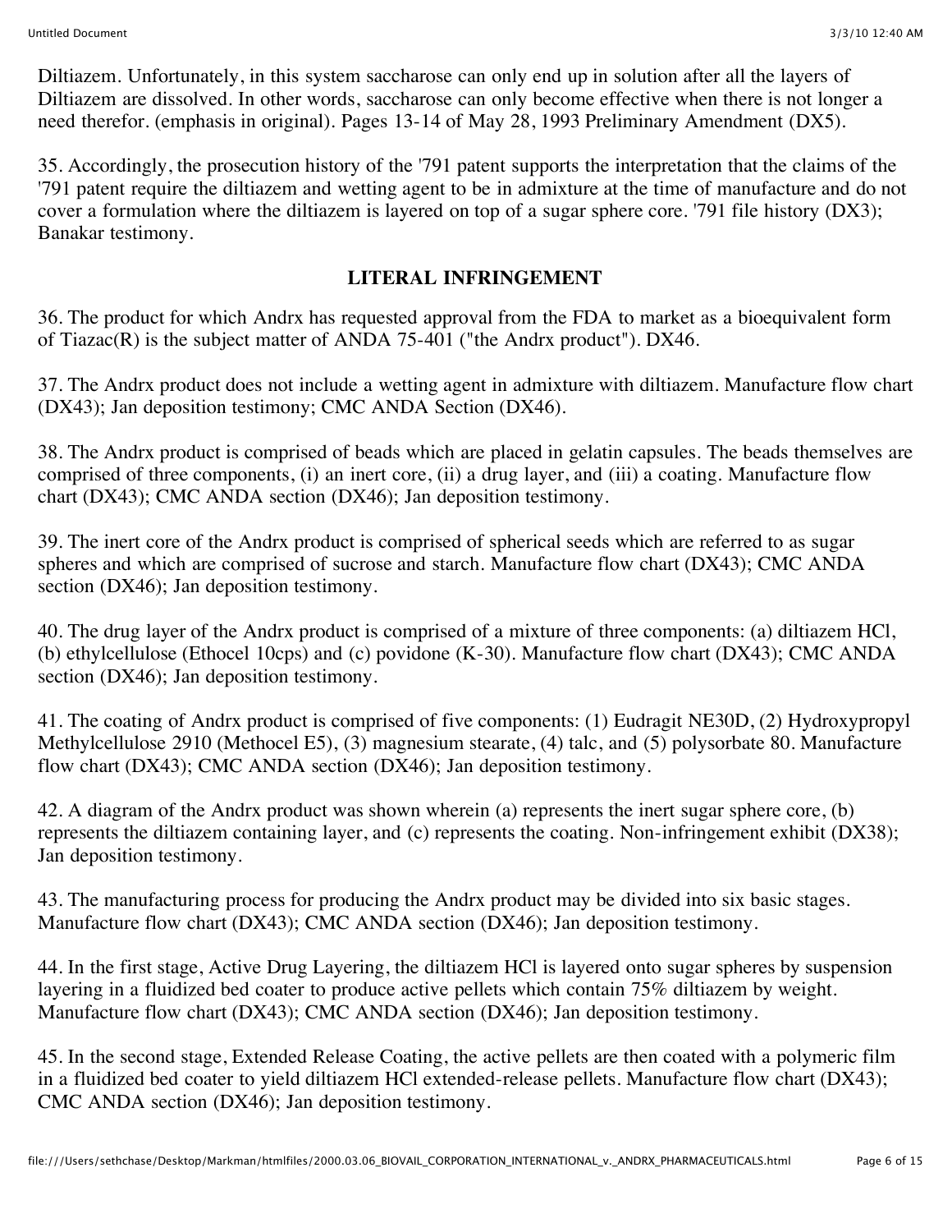Diltiazem. Unfortunately, in this system saccharose can only end up in solution after all the layers of Diltiazem are dissolved. In other words, saccharose can only become effective when there is not longer a need therefor. (emphasis in original). Pages 13-14 of May 28, 1993 Preliminary Amendment (DX5).

35. Accordingly, the prosecution history of the '791 patent supports the interpretation that the claims of the '791 patent require the diltiazem and wetting agent to be in admixture at the time of manufacture and do not cover a formulation where the diltiazem is layered on top of a sugar sphere core. '791 file history (DX3); Banakar testimony.

## LITERAL INFRINGEMENT

36. The product for which Andrx has requested approval from the FDA to market as a bioequivalent form of Tiazac(R) is the subject matter of ANDA 75-401 ("the Andrx product"). DX46.

37. The Andrx product does not include a wetting agent in admixture with diltiazem. Manufacture flow chart (DX43); Jan deposition testimony; CMC ANDA Section (DX46).

38. The Andrx product is comprised of beads which are placed in gelatin capsules. The beads themselves are comprised of three components, (i) an inert core, (ii) a drug layer, and (iii) a coating. Manufacture flow chart (DX43); CMC ANDA section (DX46); Jan deposition testimony.

39. The inert core of the Andrx product is comprised of spherical seeds which are referred to as sugar spheres and which are comprised of sucrose and starch. Manufacture flow chart (DX43); CMC ANDA section (DX46); Jan deposition testimony.

40. The drug layer of the Andrx product is comprised of a mixture of three components: (a) diltiazem HCl, (b) ethylcellulose (Ethocel 10cps) and (c) povidone (K-30). Manufacture flow chart (DX43); CMC ANDA section (DX46); Jan deposition testimony.

41. The coating of Andrx product is comprised of five components: (1) Eudragit NE30D, (2) Hydroxypropyl Methylcellulose 2910 (Methocel E5), (3) magnesium stearate, (4) talc, and (5) polysorbate 80. Manufacture flow chart (DX43); CMC ANDA section (DX46); Jan deposition testimony.

42. A diagram of the Andrx product was shown wherein (a) represents the inert sugar sphere core, (b) represents the diltiazem containing layer, and (c) represents the coating. Non-infringement exhibit (DX38); Jan deposition testimony.

43. The manufacturing process for producing the Andrx product may be divided into six basic stages. Manufacture flow chart (DX43); CMC ANDA section (DX46); Jan deposition testimony.

44. In the first stage, Active Drug Layering, the diltiazem HCl is layered onto sugar spheres by suspension layering in a fluidized bed coater to produce active pellets which contain 75% diltiazem by weight. Manufacture flow chart (DX43); CMC ANDA section (DX46); Jan deposition testimony.

45. In the second stage, Extended Release Coating, the active pellets are then coated with a polymeric film in a fluidized bed coater to yield diltiazem HCl extended-release pellets. Manufacture flow chart (DX43); CMC ANDA section (DX46); Jan deposition testimony.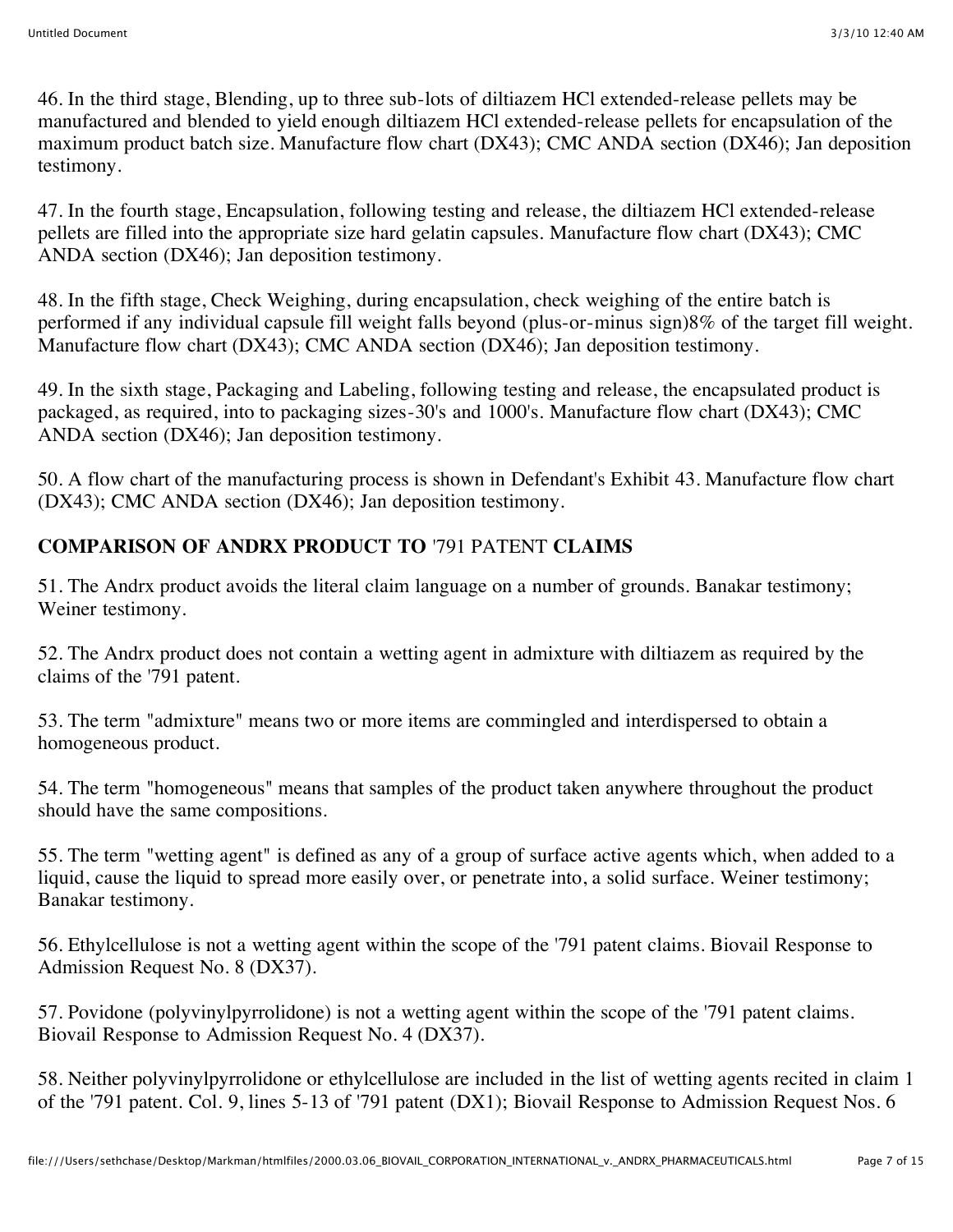46. In the third stage, Blending, up to three sub-lots of diltiazem HCl extended-release pellets may be manufactured and blended to yield enough diltiazem HCl extended-release pellets for encapsulation of the maximum product batch size. Manufacture flow chart (DX43); CMC ANDA section (DX46); Jan deposition testimony.

47. In the fourth stage, Encapsulation, following testing and release, the diltiazem HCl extended-release pellets are filled into the appropriate size hard gelatin capsules. Manufacture flow chart (DX43); CMC ANDA section (DX46); Jan deposition testimony.

48. In the fifth stage, Check Weighing, during encapsulation, check weighing of the entire batch is performed if any individual capsule fill weight falls beyond (plus-or-minus sign)8% of the target fill weight. Manufacture flow chart (DX43); CMC ANDA section (DX46); Jan deposition testimony.

49. In the sixth stage, Packaging and Labeling, following testing and release, the encapsulated product is packaged, as required, into to packaging sizes-30's and 1000's. Manufacture flow chart (DX43); CMC ANDA section (DX46); Jan deposition testimony.

50. A flow chart of the manufacturing process is shown in Defendant's Exhibit 43. Manufacture flow chart (DX43); CMC ANDA section (DX46); Jan deposition testimony.

## COMPARISON OF ANDRX PRODUCT TO '791 PATENT CLAIMS

51. The Andrx product avoids the literal claim language on a number of grounds. Banakar testimony; Weiner testimony.

52. The Andrx product does not contain a wetting agent in admixture with diltiazem as required by the claims of the '791 patent.

53. The term "admixture" means two or more items are commingled and interdispersed to obtain a homogeneous product.

54. The term "homogeneous" means that samples of the product taken anywhere throughout the product should have the same compositions.

55. The term "wetting agent" is defined as any of a group of surface active agents which, when added to a liquid, cause the liquid to spread more easily over, or penetrate into, a solid surface. Weiner testimony; Banakar testimony.

56. Ethylcellulose is not a wetting agent within the scope of the '791 patent claims. Biovail Response to Admission Request No. 8 (DX37).

57. Povidone (polyvinylpyrrolidone) is not a wetting agent within the scope of the '791 patent claims. Biovail Response to Admission Request No. 4 (DX37).

58. Neither polyvinylpyrrolidone or ethylcellulose are included in the list of wetting agents recited in claim 1 of the '791 patent. Col. 9, lines 5-13 of '791 patent (DX1); Biovail Response to Admission Request Nos. 6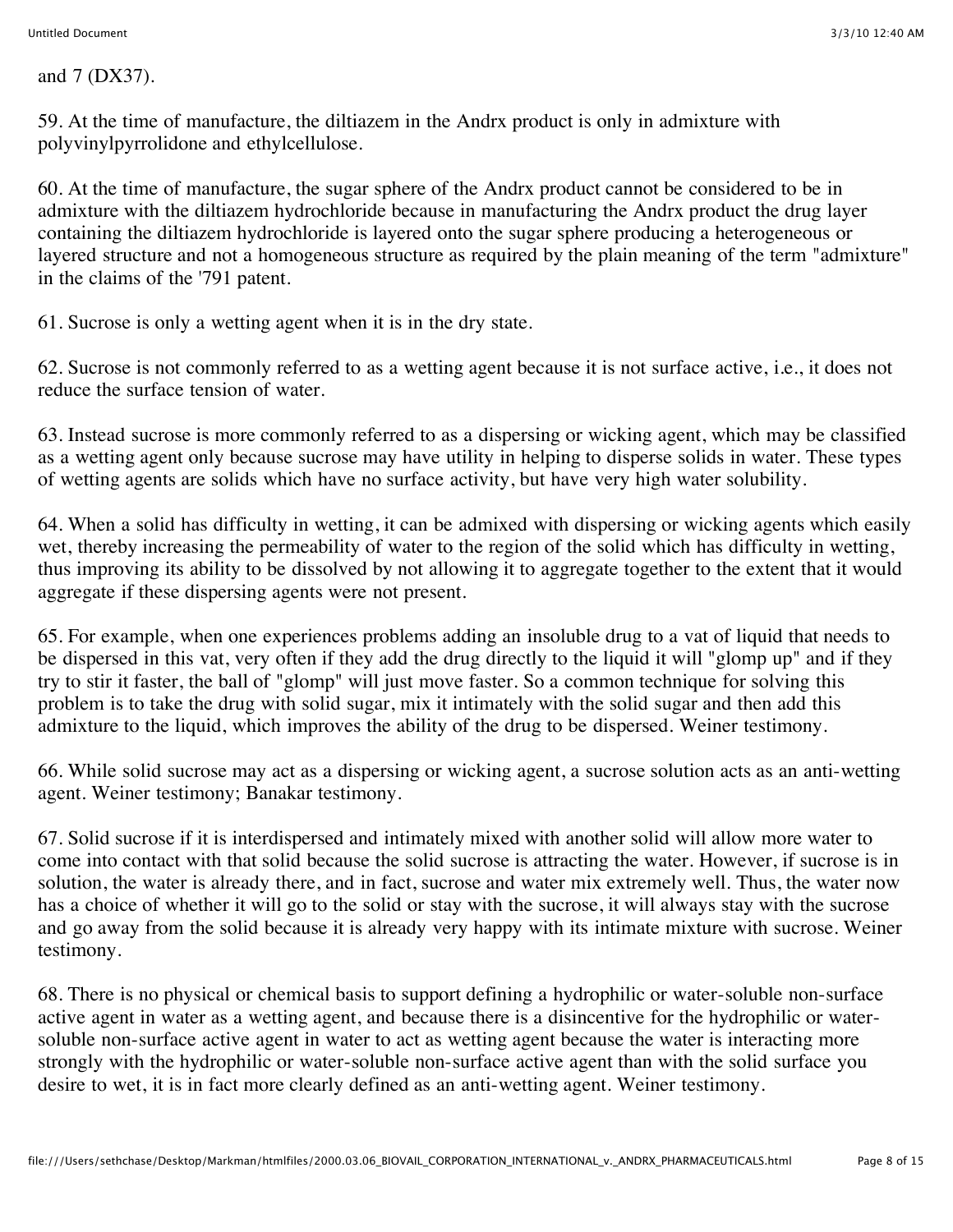and 7 (DX37).

59. At the time of manufacture, the diltiazem in the Andrx product is only in admixture with polyvinylpyrrolidone and ethylcellulose.

60. At the time of manufacture, the sugar sphere of the Andrx product cannot be considered to be in admixture with the diltiazem hydrochloride because in manufacturing the Andrx product the drug layer containing the diltiazem hydrochloride is layered onto the sugar sphere producing a heterogeneous or layered structure and not a homogeneous structure as required by the plain meaning of the term "admixture" in the claims of the '791 patent.

61. Sucrose is only a wetting agent when it is in the dry state.

62. Sucrose is not commonly referred to as a wetting agent because it is not surface active, i.e., it does not reduce the surface tension of water.

63. Instead sucrose is more commonly referred to as a dispersing or wicking agent, which may be classified as a wetting agent only because sucrose may have utility in helping to disperse solids in water. These types of wetting agents are solids which have no surface activity, but have very high water solubility.

64. When a solid has difficulty in wetting, it can be admixed with dispersing or wicking agents which easily wet, thereby increasing the permeability of water to the region of the solid which has difficulty in wetting, thus improving its ability to be dissolved by not allowing it to aggregate together to the extent that it would aggregate if these dispersing agents were not present.

65. For example, when one experiences problems adding an insoluble drug to a vat of liquid that needs to be dispersed in this vat, very often if they add the drug directly to the liquid it will "glomp up" and if they try to stir it faster, the ball of "glomp" will just move faster. So a common technique for solving this problem is to take the drug with solid sugar, mix it intimately with the solid sugar and then add this admixture to the liquid, which improves the ability of the drug to be dispersed. Weiner testimony.

66. While solid sucrose may act as a dispersing or wicking agent, a sucrose solution acts as an anti-wetting agent. Weiner testimony; Banakar testimony.

67. Solid sucrose if it is interdispersed and intimately mixed with another solid will allow more water to come into contact with that solid because the solid sucrose is attracting the water. However, if sucrose is in solution, the water is already there, and in fact, sucrose and water mix extremely well. Thus, the water now has a choice of whether it will go to the solid or stay with the sucrose, it will always stay with the sucrose and go away from the solid because it is already very happy with its intimate mixture with sucrose. Weiner testimony.

68. There is no physical or chemical basis to support defining a hydrophilic or water-soluble non-surface active agent in water as a wetting agent, and because there is a disincentive for the hydrophilic or water-soluble non-surface active agent in water to act as wetting agent because the water is interacting more strongly with the hydrophilic or water-soluble non-surface active agent than with the solid surface you desire to wet, it is in fact more clearly defined as an anti-wetting agent. Weiner testimony.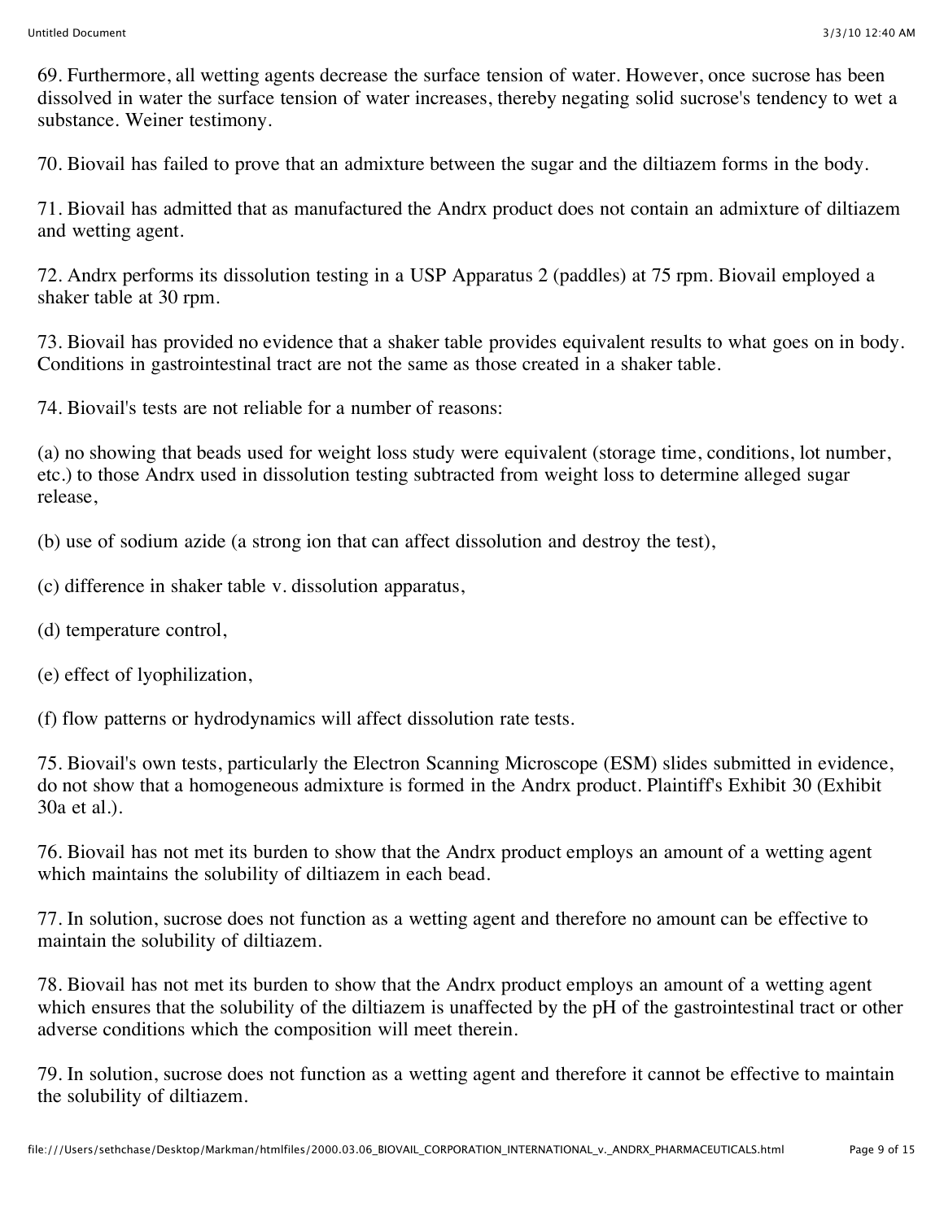69. Furthermore, all wetting agents decrease the surface tension of water. However, once sucrose has been dissolved in water the surface tension of water increases, thereby negating solid sucrose's tendency to wet a substance. Weiner testimony.

70. Biovail has failed to prove that an admixture between the sugar and the diltiazem forms in the body.

71. Biovail has admitted that as manufactured the Andrx product does not contain an admixture of diltiazem and wetting agent.

72. Andrx performs its dissolution testing in a USP Apparatus 2 (paddles) at 75 rpm. Biovail employed a shaker table at 30 rpm.

73. Biovail has provided no evidence that a shaker table provides equivalent results to what goes on in body. Conditions in gastrointestinal tract are not the same as those created in a shaker table.

74. Biovail's tests are not reliable for a number of reasons:

(a) no showing that beads used for weight loss study were equivalent (storage time, conditions, lot number, etc.) to those Andrx used in dissolution testing subtracted from weight loss to determine alleged sugar release,

(b) use of sodium azide (a strong ion that can affect dissolution and destroy the test),

(c) difference in shaker table v. dissolution apparatus,

(d) temperature control,

(e) effect of lyophilization,

(f) flow patterns or hydrodynamics will affect dissolution rate tests.

75. Biovail's own tests, particularly the Electron Scanning Microscope (ESM) slides submitted in evidence, do not show that a homogeneous admixture is formed in the Andrx product. Plaintiff's Exhibit 30 (Exhibit 30a et al.).

76. Biovail has not met its burden to show that the Andrx product employs an amount of a wetting agent which maintains the solubility of diltiazem in each bead.

77. In solution, sucrose does not function as a wetting agent and therefore no amount can be effective to maintain the solubility of diltiazem.

78. Biovail has not met its burden to show that the Andrx product employs an amount of a wetting agent which ensures that the solubility of the diltiazem is unaffected by the pH of the gastrointestinal tract or other adverse conditions which the composition will meet therein.

79. In solution, sucrose does not function as a wetting agent and therefore it cannot be effective to maintain the solubility of diltiazem.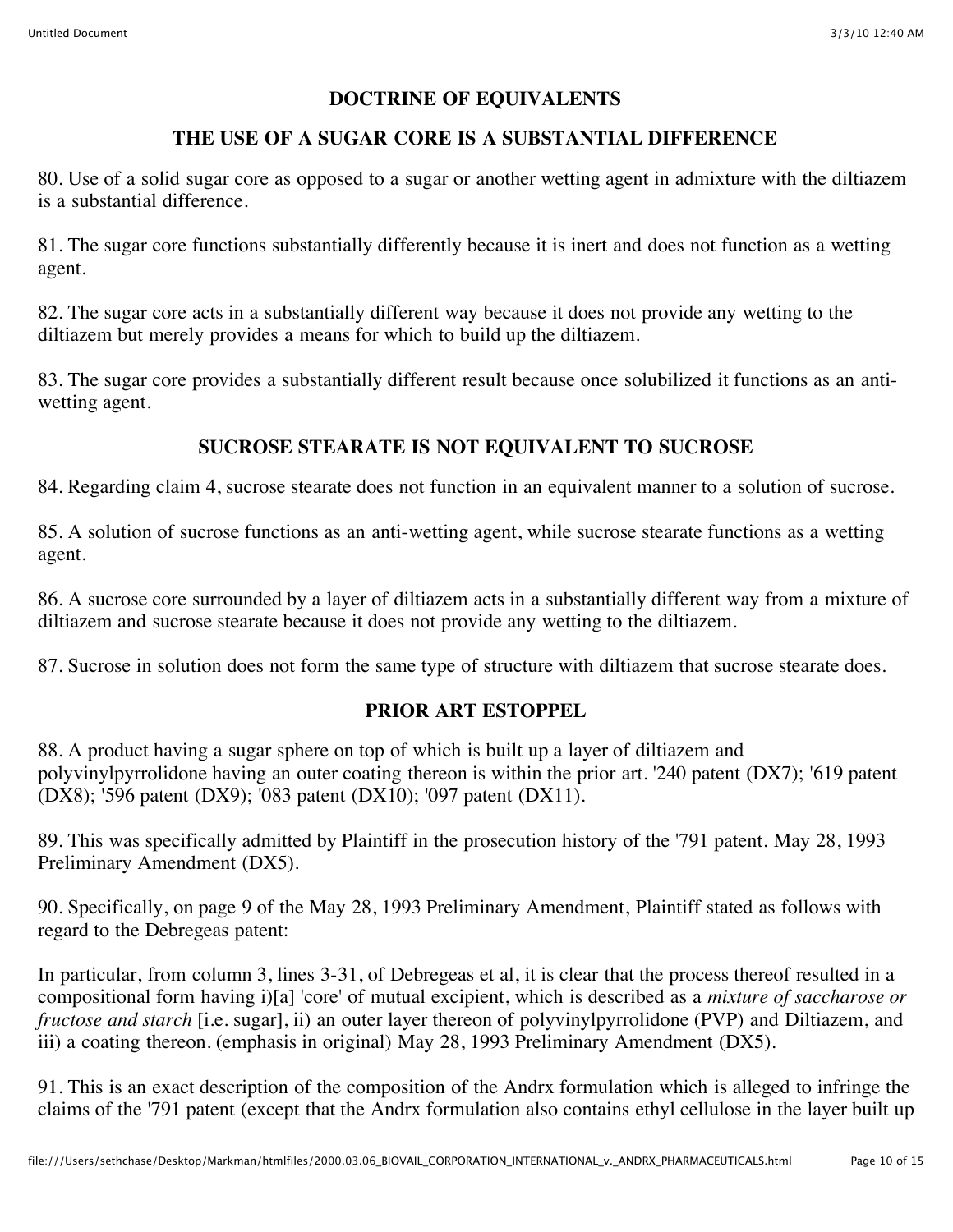## DOCTRINE OF EQUIVALENTS

### THE USE OF A SUGAR CORE IS A SUBSTANTIAL DIFFERENCE

80. Use of a solid sugar core as opposed to a sugar or another wetting agent in admixture with the diltiazem is a substantial difference.

81. The sugar core functions substantially differently because it is inert and does not function as a wetting agent.

82. The sugar core acts in a substantially different way because it does not provide any wetting to the diltiazem but merely provides a means for which to build up the diltiazem.

83. The sugar core provides a substantially different result because once solubilized it functions as an anti-wetting agent.

### SUCROSE STEARATE IS NOT EQUIVALENT TO SUCROSE

84. Regarding claim 4, sucrose stearate does not function in an equivalent manner to a solution of sucrose.

85. A solution of sucrose functions as an anti-wetting agent, while sucrose stearate functions as a wetting agent.

86. A sucrose core surrounded by a layer of diltiazem acts in a substantially different way from a mixture of diltiazem and sucrose stearate because it does not provide any wetting to the diltiazem.

87. Sucrose in solution does not form the same type of structure with diltiazem that sucrose stearate does.

### PRIOR ART ESTOPPEL

88. A product having a sugar sphere on top of which is built up a layer of diltiazem and polyvinylpyrrolidone having an outer coating thereon is within the prior art. '240 patent (DX7); '619 patent (DX8); '596 patent (DX9); '083 patent (DX10); '097 patent (DX11).

89. This was specifically admitted by Plaintiff in the prosecution history of the '791 patent. May 28, 1993 Preliminary Amendment (DX5).

90. Specifically, on page 9 of the May 28, 1993 Preliminary Amendment, Plaintiff stated as follows with regard to the Debregeas patent:

In particular, from column 3, lines 3-31, of Debregeas et al, it is clear that the process thereof resulted in a compositional form having i)[a] 'core' of mutual excipient, which is described as a *mixture of saccharose or fructose and starch* [i.e. sugar], ii) an outer layer thereon of polyvinylpyrrolidone (PVP) and Diltiazem, and iii) a coating thereon. (emphasis in original) May 28, 1993 Preliminary Amendment (DX5).

91. This is an exact description of the composition of the Andrx formulation which is alleged to infringe the claims of the '791 patent (except that the Andrx formulation also contains ethyl cellulose in the layer built up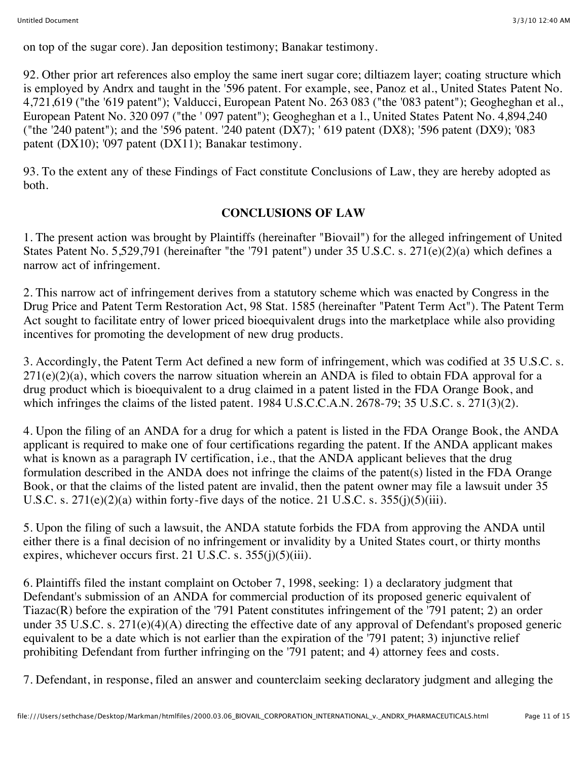on top of the sugar core). Jan deposition testimony; Banakar testimony.

92. Other prior art references also employ the same inert sugar core; diltiazem layer; coating structure which is employed by Andrx and taught in the '596 patent. For example, see, Panoz et al., United States Patent No. 4,721,619 ("the '619 patent"); Valducci, European Patent No. 263 083 ("the '083 patent"); Geoghegan et al., European Patent No. 320 097 ("the ' 097 patent"); Geoghegan et a l., United States Patent No. 4,894,240 ("the '240 patent"); and the '596 patent. '240 patent (DX7); ' 619 patent (DX8); '596 patent (DX9); '083 patent (DX10); '097 patent (DX11); Banakar testimony.

93. To the extent any of these Findings of Fact constitute Conclusions of Law, they are hereby adopted as both.

## CONCLUSIONS OF LAW

1. The present action was brought by Plaintiffs (hereinafter "Biovail") for the alleged infringement of United States Patent No. 5,529,791 (hereinafter "the '791 patent") under 35 U.S.C. s. 271(e)(2)(a) which defines a narrow act of infringement.

2. This narrow act of infringement derives from a statutory scheme which was enacted by Congress in the Drug Price and Patent Term Restoration Act, 98 Stat. 1585 (hereinafter "Patent Term Act"). The Patent Term Act sought to facilitate entry of lower priced bioequivalent drugs into the marketplace while also providing incentives for promoting the development of new drug products.

3. Accordingly, the Patent Term Act defined a new form of infringement, which was codified at 35 U.S.C. s. 271(e)(2)(a), which covers the narrow situation wherein an ANDA is filed to obtain FDA approval for a drug product which is bioequivalent to a drug claimed in a patent listed in the FDA Orange Book, and which infringes the claims of the listed patent. 1984 U.S.C.C.A.N. 2678-79; 35 U.S.C. s. 271(3)(2).

4. Upon the filing of an ANDA for a drug for which a patent is listed in the FDA Orange Book, the ANDA applicant is required to make one of four certifications regarding the patent. If the ANDA applicant makes what is known as a paragraph IV certification, i.e., that the ANDA applicant believes that the drug formulation described in the ANDA does not infringe the claims of the patent(s) listed in the FDA Orange Book, or that the claims of the listed patent are invalid, then the patent owner may file a lawsuit under 35 U.S.C. s. 271(e)(2)(a) within forty-five days of the notice. 21 U.S.C. s. 355(j)(5)(iii).

5. Upon the filing of such a lawsuit, the ANDA statute forbids the FDA from approving the ANDA until either there is a final decision of no infringement or invalidity by a United States court, or thirty months expires, whichever occurs first. 21 U.S.C. s. 355(j)(5)(iii).

6. Plaintiffs filed the instant complaint on October 7, 1998, seeking: 1) a declaratory judgment that Defendant's submission of an ANDA for commercial production of its proposed generic equivalent of Tiazac(R) before the expiration of the '791 Patent constitutes infringement of the '791 patent; 2) an order under 35 U.S.C. s. 271(e)(4)(A) directing the effective date of any approval of Defendant's proposed generic equivalent to be a date which is not earlier than the expiration of the '791 patent; 3) injunctive relief prohibiting Defendant from further infringing on the '791 patent; and 4) attorney fees and costs.

7. Defendant, in response, filed an answer and counterclaim seeking declaratory judgment and alleging the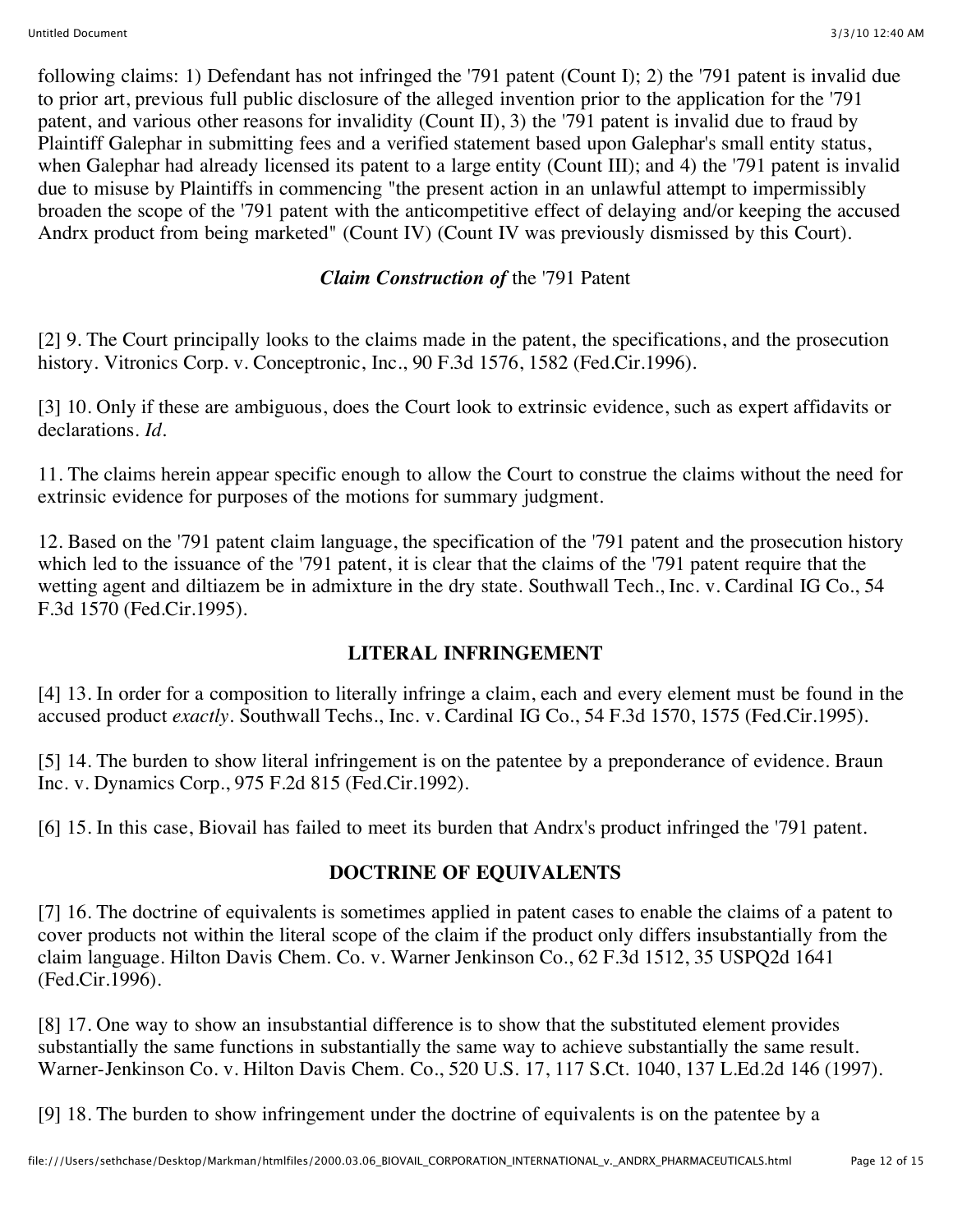following claims: 1) Defendant has not infringed the '791 patent (Count I); 2) the '791 patent is invalid due to prior art, previous full public disclosure of the alleged invention prior to the application for the '791 patent, and various other reasons for invalidity (Count II), 3) the '791 patent is invalid due to fraud by Plaintiff Galephar in submitting fees and a verified statement based upon Galephar's small entity status, when Galephar had already licensed its patent to a large entity (Count III); and 4) the '791 patent is invalid due to misuse by Plaintiffs in commencing "the present action in an unlawful attempt to impermissibly broaden the scope of the '791 patent with the anticompetitive effect of delaying and/or keeping the accused Andrx product from being marketed" (Count IV) (Count IV was previously dismissed by this Court).

### *Claim Construction of* the '791 Patent

[2] 9. The Court principally looks to the claims made in the patent, the specifications, and the prosecution history. Vitronics Corp. v. Conceptronic, Inc., 90 F.3d 1576, 1582 (Fed.Cir.1996).

[3] 10. Only if these are ambiguous, does the Court look to extrinsic evidence, such as expert affidavits or declarations. *Id.*

11. The claims herein appear specific enough to allow the Court to construe the claims without the need for extrinsic evidence for purposes of the motions for summary judgment.

12. Based on the '791 patent claim language, the specification of the '791 patent and the prosecution history which led to the issuance of the '791 patent, it is clear that the claims of the '791 patent require that the wetting agent and diltiazem be in admixture in the dry state. Southwall Tech., Inc. v. Cardinal IG Co., 54 F.3d 1570 (Fed.Cir.1995).

### LITERAL INFRINGEMENT

[4] 13. In order for a composition to literally infringe a claim, each and every element must be found in the accused product *exactly*. Southwall Techs., Inc. v. Cardinal IG Co., 54 F.3d 1570, 1575 (Fed.Cir.1995).

[5] 14. The burden to show literal infringement is on the patentee by a preponderance of evidence. Braun Inc. v. Dynamics Corp., 975 F.2d 815 (Fed.Cir.1992).

[6] 15. In this case, Biovail has failed to meet its burden that Andrx's product infringed the '791 patent.

### DOCTRINE OF EQUIVALENTS

[7] 16. The doctrine of equivalents is sometimes applied in patent cases to enable the claims of a patent to cover products not within the literal scope of the claim if the product only differs insubstantially from the claim language. Hilton Davis Chem. Co. v. Warner Jenkinson Co., 62 F.3d 1512, 35 USPQ2d 1641 (Fed.Cir.1996).

[8] 17. One way to show an insubstantial difference is to show that the substituted element provides substantially the same functions in substantially the same way to achieve substantially the same result. Warner-Jenkinson Co. v. Hilton Davis Chem. Co., 520 U.S. 17, 117 S.Ct. 1040, 137 L.Ed.2d 146 (1997).

[9] 18. The burden to show infringement under the doctrine of equivalents is on the patentee by a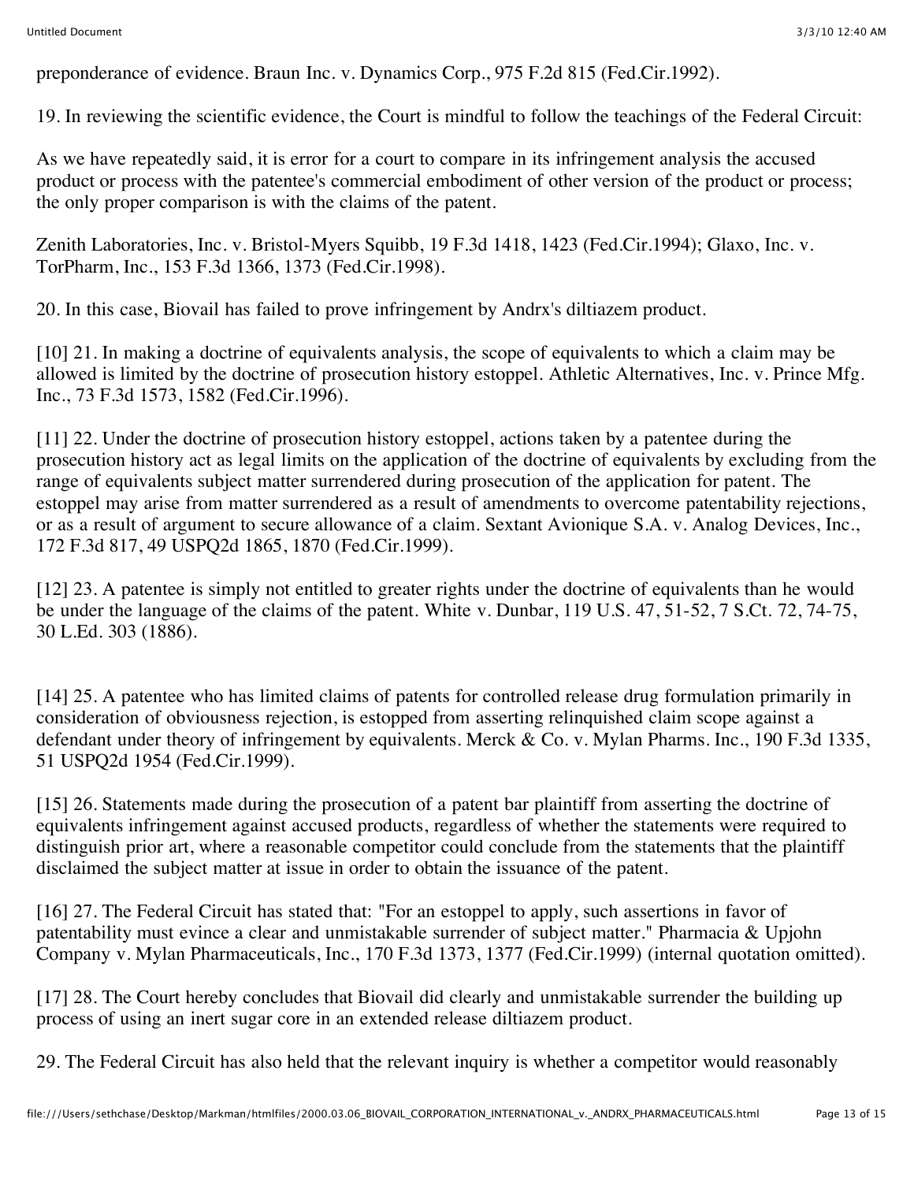preponderance of evidence. Braun Inc. v. Dynamics Corp., 975 F.2d 815 (Fed.Cir.1992).

19. In reviewing the scientific evidence, the Court is mindful to follow the teachings of the Federal Circuit:

As we have repeatedly said, it is error for a court to compare in its infringement analysis the accused product or process with the patentee's commercial embodiment of other version of the product or process; the only proper comparison is with the claims of the patent.

Zenith Laboratories, Inc. v. Bristol-Myers Squibb, 19 F.3d 1418, 1423 (Fed.Cir.1994); Glaxo, Inc. v. TorPharm, Inc., 153 F.3d 1366, 1373 (Fed.Cir.1998).

20. In this case, Biovail has failed to prove infringement by Andrx's diltiazem product.

[10] 21. In making a doctrine of equivalents analysis, the scope of equivalents to which a claim may be allowed is limited by the doctrine of prosecution history estoppel. Athletic Alternatives, Inc. v. Prince Mfg. Inc., 73 F.3d 1573, 1582 (Fed.Cir.1996).

[11] 22. Under the doctrine of prosecution history estoppel, actions taken by a patentee during the prosecution history act as legal limits on the application of the doctrine of equivalents by excluding from the range of equivalents subject matter surrendered during prosecution of the application for patent. The estoppel may arise from matter surrendered as a result of amendments to overcome patentability rejections, or as a result of argument to secure allowance of a claim. Sextant Avionique S.A. v. Analog Devices, Inc., 172 F.3d 817, 49 USPQ2d 1865, 1870 (Fed.Cir.1999).

[12] 23. A patentee is simply not entitled to greater rights under the doctrine of equivalents than he would be under the language of the claims of the patent. White v. Dunbar, 119 U.S. 47, 51-52, 7 S.Ct. 72, 74-75, 30 L.Ed. 303 (1886).

[14] 25. A patentee who has limited claims of patents for controlled release drug formulation primarily in consideration of obviousness rejection, is estopped from asserting relinquished claim scope against a defendant under theory of infringement by equivalents. Merck & Co. v. Mylan Pharms. Inc., 190 F.3d 1335, 51 USPQ2d 1954 (Fed.Cir.1999).

[15] 26. Statements made during the prosecution of a patent bar plaintiff from asserting the doctrine of equivalents infringement against accused products, regardless of whether the statements were required to distinguish prior art, where a reasonable competitor could conclude from the statements that the plaintiff disclaimed the subject matter at issue in order to obtain the issuance of the patent.

[16] 27. The Federal Circuit has stated that: "For an estoppel to apply, such assertions in favor of patentability must evince a clear and unmistakable surrender of subject matter." Pharmacia & Upjohn Company v. Mylan Pharmaceuticals, Inc., 170 F.3d 1373, 1377 (Fed.Cir.1999) (internal quotation omitted).

[17] 28. The Court hereby concludes that Biovail did clearly and unmistakable surrender the building up process of using an inert sugar core in an extended release diltiazem product.

29. The Federal Circuit has also held that the relevant inquiry is whether a competitor would reasonably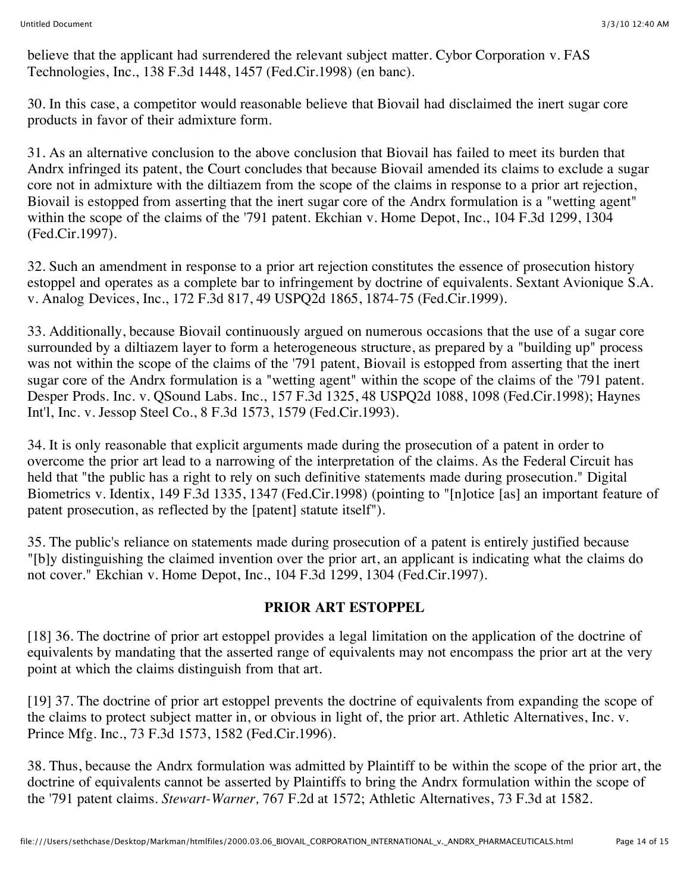believe that the applicant had surrendered the relevant subject matter. Cybor Corporation v. FAS Technologies, Inc., 138 F.3d 1448, 1457 (Fed.Cir.1998) (en banc).

30. In this case, a competitor would reasonable believe that Biovail had disclaimed the inert sugar core products in favor of their admixture form.

31. As an alternative conclusion to the above conclusion that Biovail has failed to meet its burden that Andrx infringed its patent, the Court concludes that because Biovail amended its claims to exclude a sugar core not in admixture with the diltiazem from the scope of the claims in response to a prior art rejection, Biovail is estopped from asserting that the inert sugar core of the Andrx formulation is a "wetting agent" within the scope of the claims of the '791 patent. Ekchian v. Home Depot, Inc., 104 F.3d 1299, 1304 (Fed.Cir.1997).

32. Such an amendment in response to a prior art rejection constitutes the essence of prosecution history estoppel and operates as a complete bar to infringement by doctrine of equivalents. Sextant Avionique S.A. v. Analog Devices, Inc., 172 F.3d 817, 49 USPQ2d 1865, 1874-75 (Fed.Cir.1999).

33. Additionally, because Biovail continuously argued on numerous occasions that the use of a sugar core surrounded by a diltiazem layer to form a heterogeneous structure, as prepared by a "building up" process was not within the scope of the claims of the '791 patent, Biovail is estopped from asserting that the inert sugar core of the Andrx formulation is a "wetting agent" within the scope of the claims of the '791 patent. Desper Prods. Inc. v. QSound Labs. Inc., 157 F.3d 1325, 48 USPQ2d 1088, 1098 (Fed.Cir.1998); Haynes Int'l, Inc. v. Jessop Steel Co., 8 F.3d 1573, 1579 (Fed.Cir.1993).

34. It is only reasonable that explicit arguments made during the prosecution of a patent in order to overcome the prior art lead to a narrowing of the interpretation of the claims. As the Federal Circuit has held that "the public has a right to rely on such definitive statements made during prosecution." Digital Biometrics v. Identix, 149 F.3d 1335, 1347 (Fed.Cir.1998) (pointing to "[n]otice [as] an important feature of patent prosecution, as reflected by the [patent] statute itself").

35. The public's reliance on statements made during prosecution of a patent is entirely justified because "[b]y distinguishing the claimed invention over the prior art, an applicant is indicating what the claims do not cover." Ekchian v. Home Depot, Inc., 104 F.3d 1299, 1304 (Fed.Cir.1997).

## PRIOR ART ESTOPPEL

[18] 36. The doctrine of prior art estoppel provides a legal limitation on the application of the doctrine of equivalents by mandating that the asserted range of equivalents may not encompass the prior art at the very point at which the claims distinguish from that art.

[19] 37. The doctrine of prior art estoppel prevents the doctrine of equivalents from expanding the scope of the claims to protect subject matter in, or obvious in light of, the prior art. Athletic Alternatives, Inc. v. Prince Mfg. Inc., 73 F.3d 1573, 1582 (Fed.Cir.1996).

38. Thus, because the Andrx formulation was admitted by Plaintiff to be within the scope of the prior art, the doctrine of equivalents cannot be asserted by Plaintiffs to bring the Andrx formulation within the scope of the '791 patent claims. *Stewart-Warner,* 767 F.2d at 1572; Athletic Alternatives, 73 F.3d at 1582.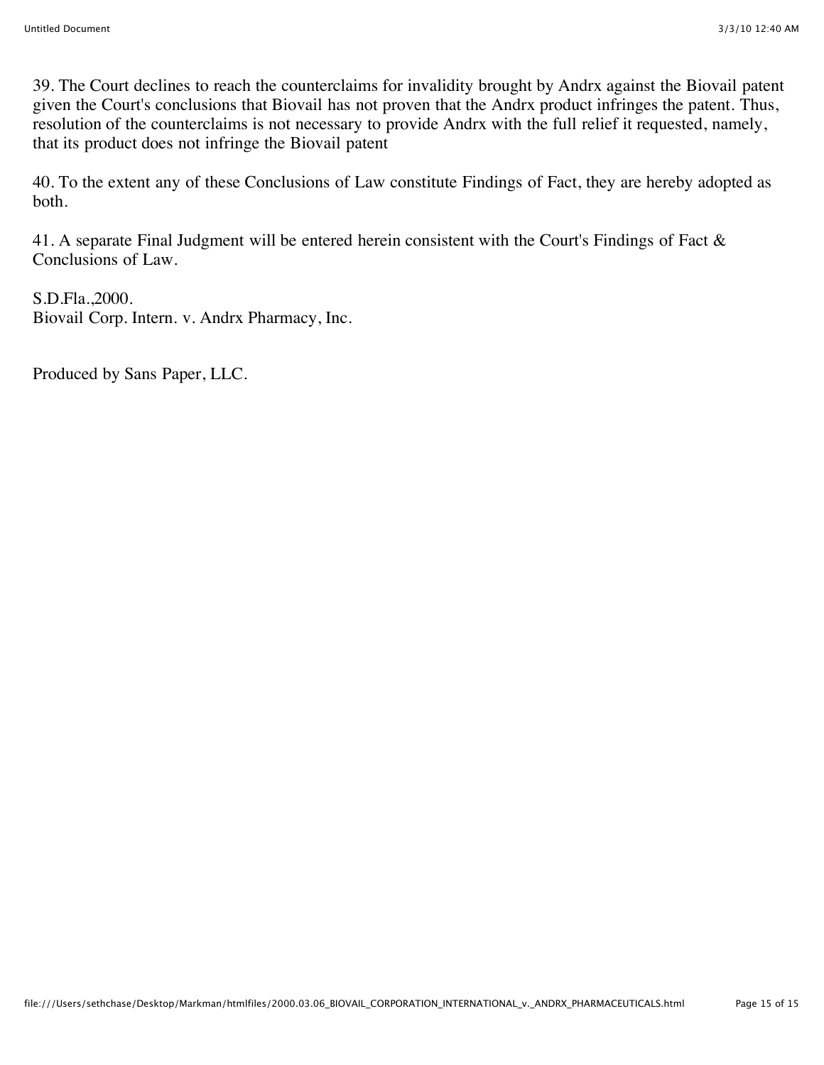39. The Court declines to reach the counterclaims for invalidity brought by Andrx against the Biovail patent given the Court's conclusions that Biovail has not proven that the Andrx product infringes the patent. Thus, resolution of the counterclaims is not necessary to provide Andrx with the full relief it requested, namely, that its product does not infringe the Biovail patent

40. To the extent any of these Conclusions of Law constitute Findings of Fact, they are hereby adopted as both.

41. A separate Final Judgment will be entered herein consistent with the Court's Findings of Fact & Conclusions of Law.

S.D.Fla.,2000.
Biovail Corp. Intern. v. Andrx Pharmacy, Inc.

Produced by Sans Paper, LLC.